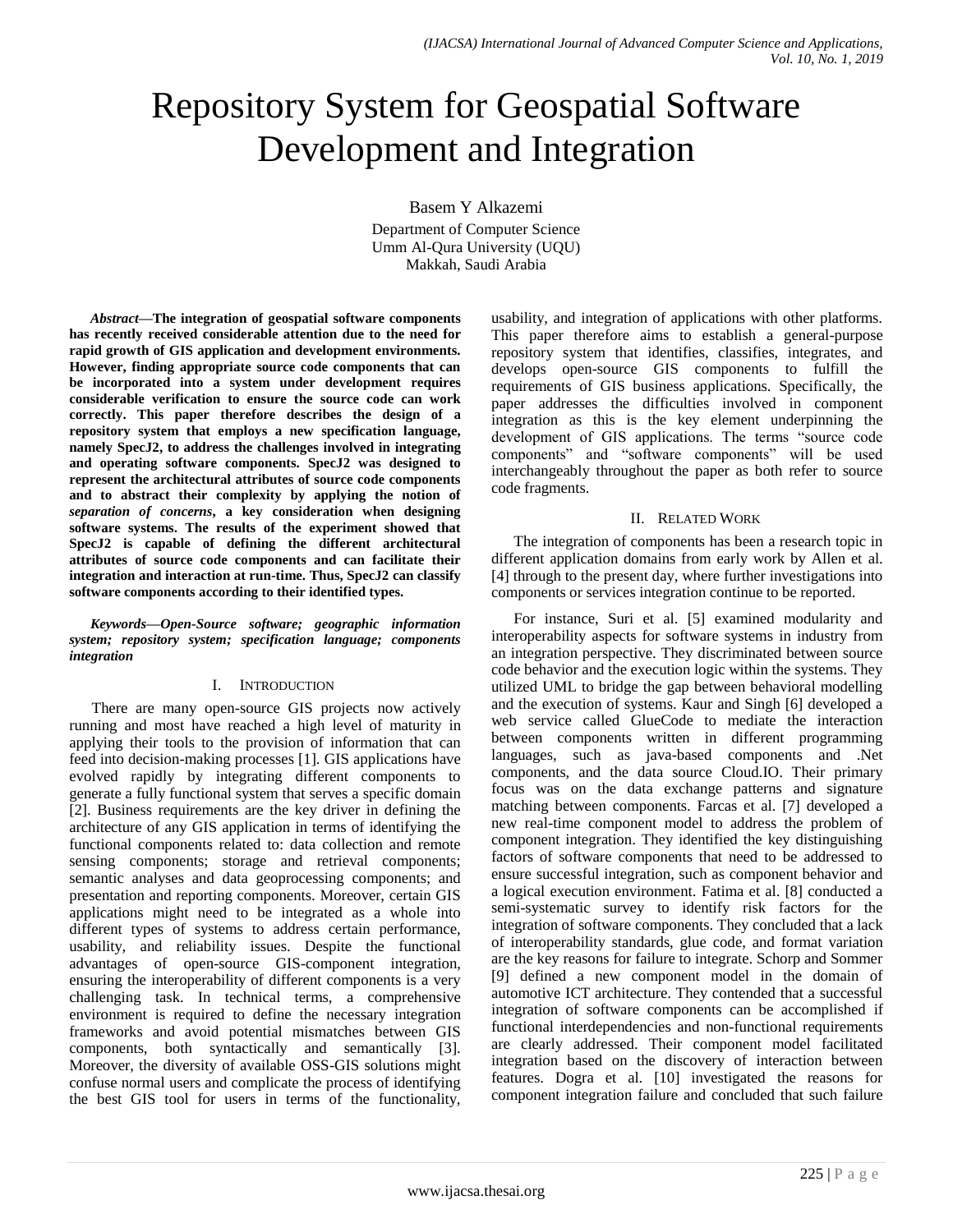# Repository System for Geospatial Software Development and Integration

Basem Y Alkazemi
Department of Computer Science
Umm Al-Qura University (UQU)
Makkah, Saudi Arabia

***Abstract*—The integration of geospatial software components has recently received considerable attention due to the need for rapid growth of GIS application and development environments. However, finding appropriate source code components that can be incorporated into a system under development requires considerable verification to ensure the source code can work correctly. This paper therefore describes the design of a repository system that employs a new specification language, namely SpecJ2, to address the challenges involved in integrating and operating software components. SpecJ2 was designed to represent the architectural attributes of source code components and to abstract their complexity by applying the notion of *separation of concerns*, a key consideration when designing software systems. The results of the experiment showed that SpecJ2 is capable of defining the different architectural attributes of source code components and can facilitate their integration and interaction at run-time. Thus, SpecJ2 can classify software components according to their identified types.**

***Keywords—Open-Source software; geographic information system; repository system; specification language; components integration***

## I. Introduction

There are many open-source GIS projects now actively running and most have reached a high level of maturity in applying their tools to the provision of information that can feed into decision-making processes [1]. GIS applications have evolved rapidly by integrating different components to generate a fully functional system that serves a specific domain [2]. Business requirements are the key driver in defining the architecture of any GIS application in terms of identifying the functional components related to: data collection and remote sensing components; storage and retrieval components; semantic analyses and data geoprocessing components; and presentation and reporting components. Moreover, certain GIS applications might need to be integrated as a whole into different types of systems to address certain performance, usability, and reliability issues. Despite the functional advantages of open-source GIS-component integration, ensuring the interoperability of different components is a very challenging task. In technical terms, a comprehensive environment is required to define the necessary integration frameworks and avoid potential mismatches between GIS components, both syntactically and semantically [3]. Moreover, the diversity of available OSS-GIS solutions might confuse normal users and complicate the process of identifying the best GIS tool for users in terms of the functionality, usability, and integration of applications with other platforms. This paper therefore aims to establish a general-purpose repository system that identifies, classifies, integrates, and develops open-source GIS components to fulfill the requirements of GIS business applications. Specifically, the paper addresses the difficulties involved in component integration as this is the key element underpinning the development of GIS applications. The terms "source code components" and "software components" will be used interchangeably throughout the paper as both refer to source code fragments.

## II. Related Work

The integration of components has been a research topic in different application domains from early work by Allen et al. [4] through to the present day, where further investigations into components or services integration continue to be reported.

For instance, Suri et al. [5] examined modularity and interoperability aspects for software systems in industry from an integration perspective. They discriminated between source code behavior and the execution logic within the systems. They utilized UML to bridge the gap between behavioral modelling and the execution of systems. Kaur and Singh [6] developed a web service called GlueCode to mediate the interaction between components written in different programming languages, such as java-based components and .Net components, and the data source Cloud.IO. Their primary focus was on the data exchange patterns and signature matching between components. Farcas et al. [7] developed a new real-time component model to address the problem of component integration. They identified the key distinguishing factors of software components that need to be addressed to ensure successful integration, such as component behavior and a logical execution environment. Fatima et al. [8] conducted a semi-systematic survey to identify risk factors for the integration of software components. They concluded that a lack of interoperability standards, glue code, and format variation are the key reasons for failure to integrate. Schorp and Sommer [9] defined a new component model in the domain of automotive ICT architecture. They contended that a successful integration of software components can be accomplished if functional interdependencies and non-functional requirements are clearly addressed. Their component model facilitated integration based on the discovery of interaction between features. Dogra et al. [10] investigated the reasons for component integration failure and concluded that such failure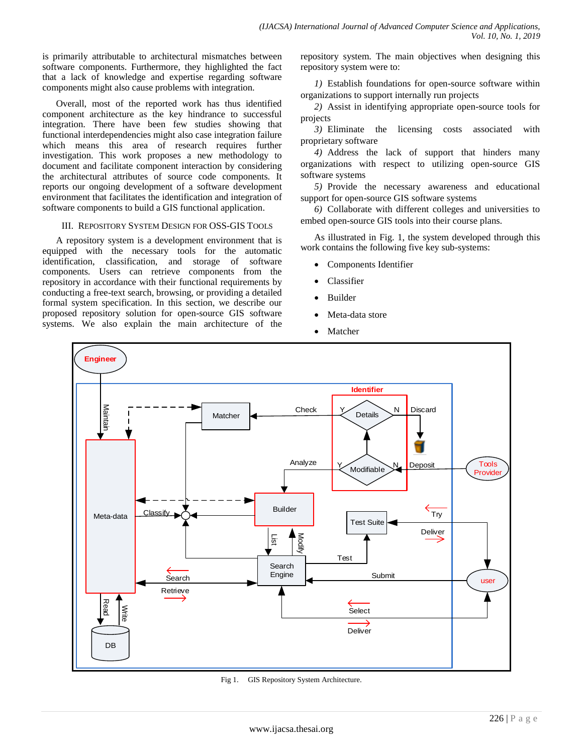is primarily attributable to architectural mismatches between software components. Furthermore, they highlighted the fact that a lack of knowledge and expertise regarding software components might also cause problems with integration.

Overall, most of the reported work has thus identified component architecture as the key hindrance to successful integration. There have been few studies showing that functional interdependencies might also case integration failure which means this area of research requires further investigation. This work proposes a new methodology to document and facilitate component interaction by considering the architectural attributes of source code components. It reports our ongoing development of a software development environment that facilitates the identification and integration of software components to build a GIS functional application.

## III. Repository System Design for OSS-GIS Tools

A repository system is a development environment that is equipped with the necessary tools for the automatic identification, classification, and storage of software components. Users can retrieve components from the repository in accordance with their functional requirements by conducting a free-text search, browsing, or providing a detailed formal system specification. In this section, we describe our proposed repository solution for open-source GIS software systems. We also explain the main architecture of the repository system. The main objectives when designing this repository system were to:

*1)* Establish foundations for open-source software within organizations to support internally run projects

*2)* Assist in identifying appropriate open-source tools for projects

*3)* Eliminate the licensing costs associated with proprietary software

*4)* Address the lack of support that hinders many organizations with respect to utilizing open-source GIS software systems

*5)* Provide the necessary awareness and educational support for open-source GIS software systems

*6)* Collaborate with different colleges and universities to embed open-source GIS tools into their course plans.

As illustrated in Fig. 1, the system developed through this work contains the following five key sub-systems:

- Components Identifier
- Classifier
- Builder
- Meta-data store
- Matcher

Fig 1. GIS Repository System Architecture.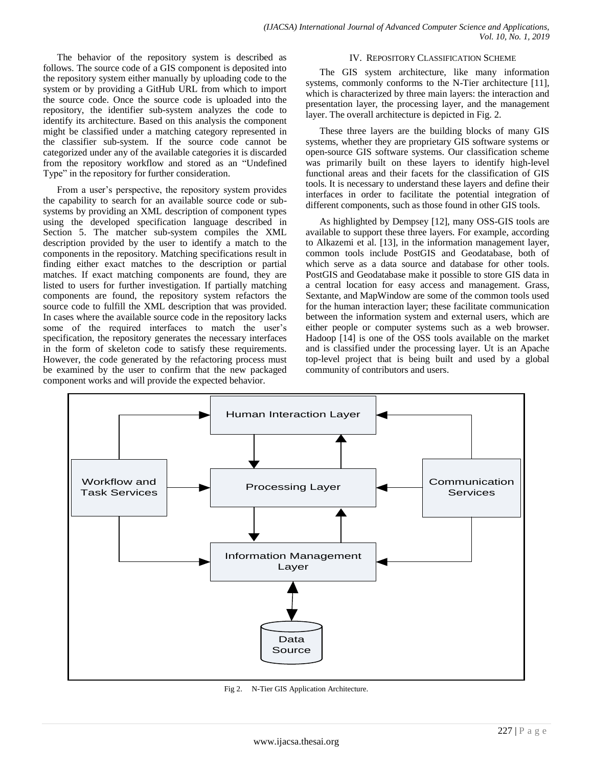The behavior of the repository system is described as follows. The source code of a GIS component is deposited into the repository system either manually by uploading code to the system or by providing a GitHub URL from which to import the source code. Once the source code is uploaded into the repository, the identifier sub-system analyzes the code to identify its architecture. Based on this analysis the component might be classified under a matching category represented in the classifier sub-system. If the source code cannot be categorized under any of the available categories it is discarded from the repository workflow and stored as an "Undefined Type" in the repository for further consideration.

From a user's perspective, the repository system provides the capability to search for an available source code or sub-systems by providing an XML description of component types using the developed specification language described in Section 5. The matcher sub-system compiles the XML description provided by the user to identify a match to the components in the repository. Matching specifications result in finding either exact matches to the description or partial matches. If exact matching components are found, they are listed to users for further investigation. If partially matching components are found, the repository system refactors the source code to fulfill the XML description that was provided. In cases where the available source code in the repository lacks some of the required interfaces to match the user's specification, the repository generates the necessary interfaces in the form of skeleton code to satisfy these requirements. However, the code generated by the refactoring process must be examined by the user to confirm that the new packaged component works and will provide the expected behavior.

## IV. Repository Classification Scheme

The GIS system architecture, like many information systems, commonly conforms to the N-Tier architecture [11], which is characterized by three main layers: the interaction and presentation layer, the processing layer, and the management layer. The overall architecture is depicted in Fig. 2.

These three layers are the building blocks of many GIS systems, whether they are proprietary GIS software systems or open-source GIS software systems. Our classification scheme was primarily built on these layers to identify high-level functional areas and their facets for the classification of GIS tools. It is necessary to understand these layers and define their interfaces in order to facilitate the potential integration of different components, such as those found in other GIS tools.

As highlighted by Dempsey [12], many OSS-GIS tools are available to support these three layers. For example, according to Alkazemi et al. [13], in the information management layer, common tools include PostGIS and Geodatabase, both of which serve as a data source and database for other tools. PostGIS and Geodatabase make it possible to store GIS data in a central location for easy access and management. Grass, Sextante, and MapWindow are some of the common tools used for the human interaction layer; these facilitate communication between the information system and external users, which are either people or computer systems such as a web browser. Hadoop [14] is one of the OSS tools available on the market and is classified under the processing layer. Ut is an Apache top-level project that is being built and used by a global community of contributors and users.

Fig 2. N-Tier GIS Application Architecture.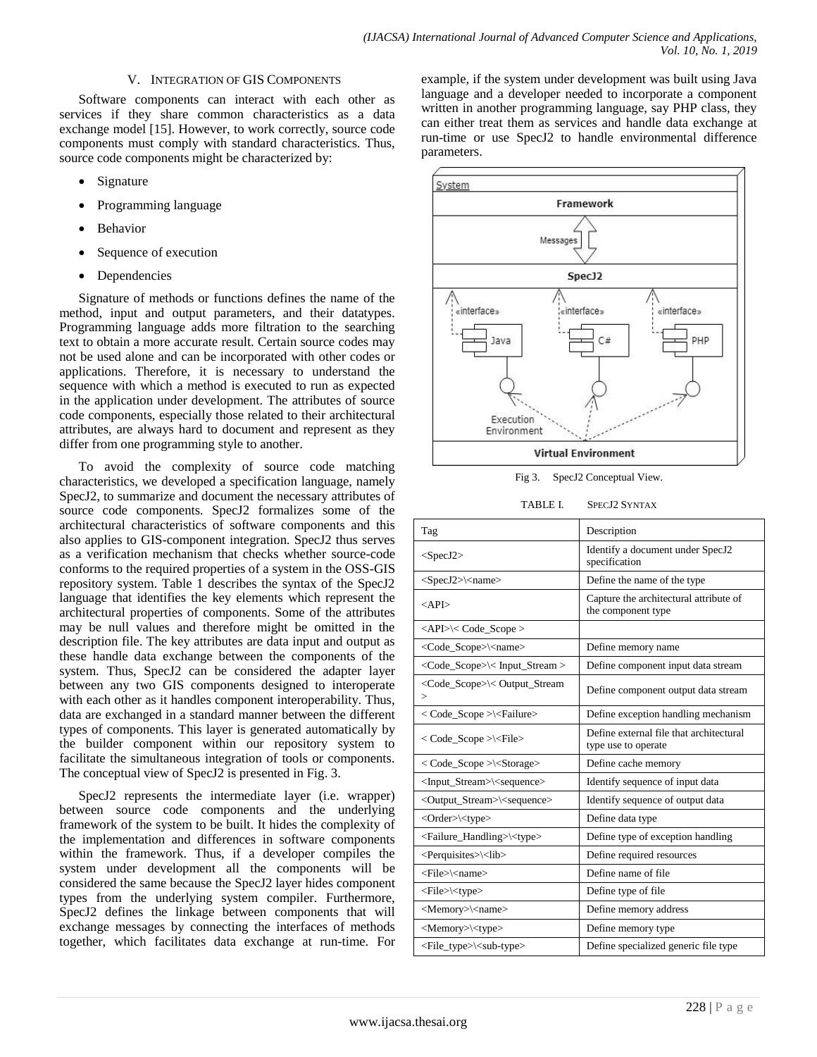## V. Integration of GIS Components

Software components can interact with each other as services if they share common characteristics as a data exchange model [15]. However, to work correctly, source code components must comply with standard characteristics. Thus, source code components might be characterized by:

- Signature
- Programming language
- Behavior
- Sequence of execution
- Dependencies

Signature of methods or functions defines the name of the method, input and output parameters, and their datatypes. Programming language adds more filtration to the searching text to obtain a more accurate result. Certain source codes may not be used alone and can be incorporated with other codes or applications. Therefore, it is necessary to understand the sequence with which a method is executed to run as expected in the application under development. The attributes of source code components, especially those related to their architectural attributes, are always hard to document and represent as they differ from one programming style to another.

To avoid the complexity of source code matching characteristics, we developed a specification language, namely SpecJ2, to summarize and document the necessary attributes of source code components. SpecJ2 formalizes some of the architectural characteristics of software components and this also applies to GIS-component integration. SpecJ2 thus serves as a verification mechanism that checks whether source-code conforms to the required properties of a system in the OSS-GIS repository system. Table 1 describes the syntax of the SpecJ2 language that identifies the key elements which represent the architectural properties of components. Some of the attributes may be null values and therefore might be omitted in the description file. The key attributes are data input and output as these handle data exchange between the components of the system. Thus, SpecJ2 can be considered the adapter layer between any two GIS components designed to interoperate with each other as it handles component interoperability. Thus, data are exchanged in a standard manner between the different types of components. This layer is generated automatically by the builder component within our repository system to facilitate the simultaneous integration of tools or components. The conceptual view of SpecJ2 is presented in Fig. 3.

SpecJ2 represents the intermediate layer (i.e. wrapper) between source code components and the underlying framework of the system to be built. It hides the complexity of the implementation and differences in software components within the framework. Thus, if a developer compiles the system under development all the components will be considered the same because the SpecJ2 layer hides component types from the underlying system compiler. Furthermore, SpecJ2 defines the linkage between components that will exchange messages by connecting the interfaces of methods together, which facilitates data exchange at run-time. For example, if the system under development was built using Java language and a developer needed to incorporate a component written in another programming language, say PHP class, they can either treat them as services and handle data exchange at run-time or use SpecJ2 to handle environmental difference parameters.

Fig 3. SpecJ2 Conceptual View.

TABLE I. SpecJ2 Syntax

| Tag | Description |
|---|---|
| <SpecJ2> | Identify a document under SpecJ2 specification |
| <SpecJ2>\<name> | Define the name of the type |
| <API> | Capture the architectural attribute of the component type |
| <API>\< Code_Scope > | |
| <Code_Scope>\<name> | Define memory name |
| <Code_Scope>\< Input_Stream > | Define component input data stream |
| <Code_Scope>\< Output_Stream > | Define component output data stream |
| < Code_Scope >\<Failure> | Define exception handling mechanism |
| < Code_Scope >\<File> | Define external file that architectural type use to operate |
| < Code_Scope >\<Storage> | Define cache memory |
| <Input_Stream>\<sequence> | Identify sequence of input data |
| <Output_Stream>\<sequence> | Identify sequence of output data |
| <Order>\<type> | Define data type |
| <Failure_Handling>\<type> | Define type of exception handling |
| <Perquisites>\<lib> | Define required resources |
| <File>\<name> | Define name of file |
| <File>\<type> | Define type of file |
| <Memory>\<name> | Define memory address |
| <Memory>\<type> | Define memory type |
| <File_type>\<sub-type> | Define specialized generic file type |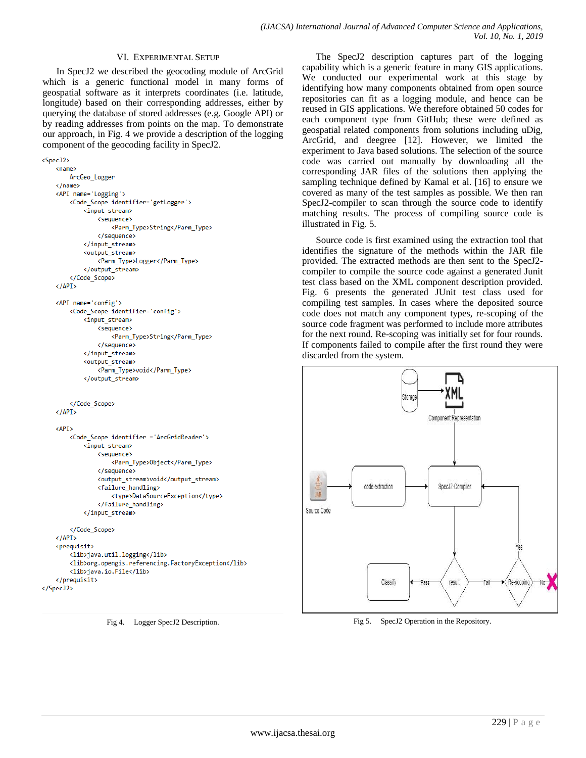## VI. Experimental Setup

In SpecJ2 we described the geocoding module of ArcGrid which is a generic functional model in many forms of geospatial software as it interprets coordinates (i.e. latitude, longitude) based on their corresponding addresses, either by querying the database of stored addresses (e.g. Google API) or by reading addresses from points on the map. To demonstrate our approach, in Fig. 4 we provide a description of the logging component of the geocoding facility in SpecJ2.

```
<SpecJ2>
    <name>
        ArcGeo_Logger
    </name>
    <API name='Logging'>
        <Code_Scope identifier='getLogger'>
            <input_stream>
                <sequence>
                    <Parm_Type>String</Parm_Type>
                </sequence>
            </input_stream>
            <output_stream>
                <Parm_Type>Logger</Parm_Type>
            </output_stream>
        </Code_Scope>
    </API>

    <API name='config'>
        <Code_Scope identifier='config'>
            <input_stream>
                <sequence>
                    <Parm_Type>String</Parm_Type>
                </sequence>
            </input_stream>
            <output_stream>
                <Parm_Type>void</Parm_Type>
            </output_stream>


        </Code_Scope>
    </API>

    <API>
        <Code_Scope identifier ='ArcGridReader'>
            <input_stream>
                <sequence>
                    <Parm_Type>Object</Parm_Type>
                </sequence>
                <output_stream>void</output_stream>
                <failure_handling>
                    <type>DataSourceException</type>
                </failure_handling>
            </input_stream>

        </Code_Scope>
    </API>
    <prequisit>
        <lib>java.util.logging</lib>
        <lib>org.opengis.referencing.FactoryException</lib>
        <lib>java.io.File</lib>
    </prequisit>
</SpecJ2>
```

Fig 4. Logger SpecJ2 Description.

The SpecJ2 description captures part of the logging capability which is a generic feature in many GIS applications. We conducted our experimental work at this stage by identifying how many components obtained from open source repositories can fit as a logging module, and hence can be reused in GIS applications. We therefore obtained 50 codes for each component type from GitHub; these were defined as geospatial related components from solutions including uDig, ArcGrid, and deegree [12]. However, we limited the experiment to Java based solutions. The selection of the source code was carried out manually by downloading all the corresponding JAR files of the solutions then applying the sampling technique defined by Kamal et al. [16] to ensure we covered as many of the test samples as possible. We then ran SpecJ2-compiler to scan through the source code to identify matching results. The process of compiling source code is illustrated in Fig. 5.

Source code is first examined using the extraction tool that identifies the signature of the methods within the JAR file provided. The extracted methods are then sent to the SpecJ2-compiler to compile the source code against a generated Junit test class based on the XML component description provided. Fig. 6 presents the generated JUnit test class used for compiling test samples. In cases where the deposited source code does not match any component types, re-scoping of the source code fragment was performed to include more attributes for the next round. Re-scoping was initially set for four rounds. If components failed to compile after the first round they were discarded from the system.

Fig 5. SpecJ2 Operation in the Repository.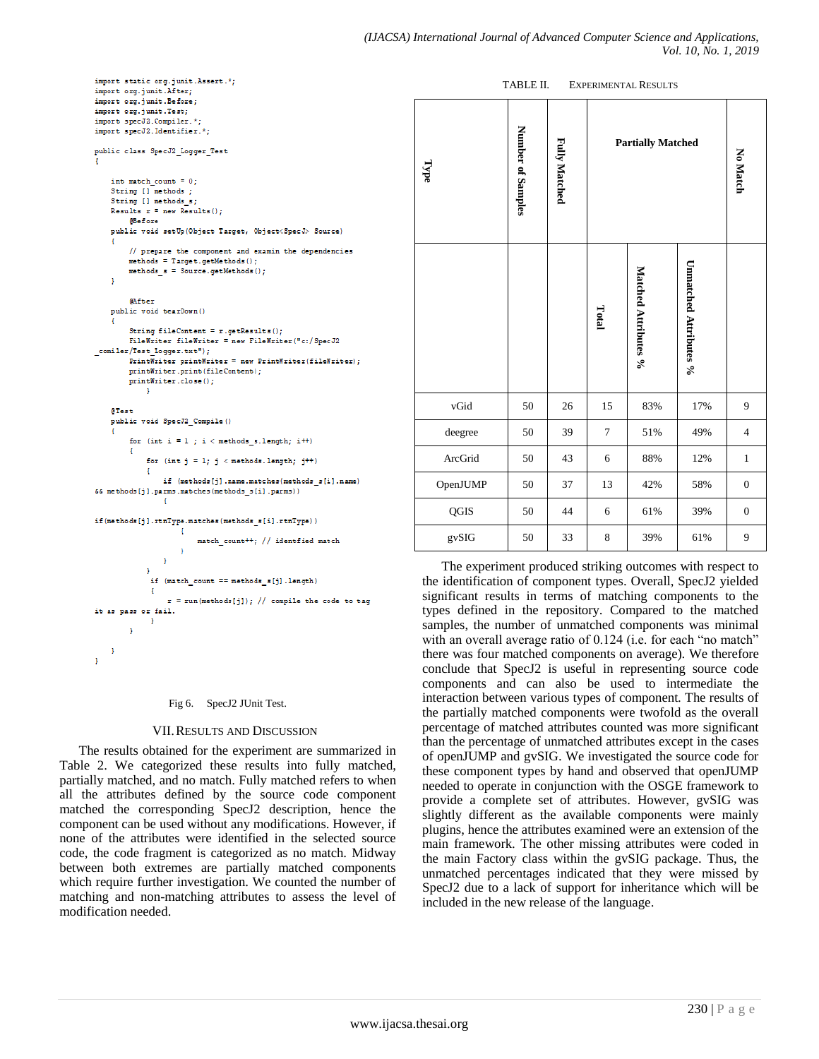```java
import static org.junit.Assert.*;
import org.junit.After;
import org.junit.Before;
import org.junit.Test;
import specJ2.Compiler.*;
import specJ2.Identifier.*;

public class SpecJ2_Logger_Test
{

    int match_count = 0;
    String [] methods ;
    String [] methods_s;
    Results r = new Results();
        @Before
    public void setUp(Object Target, Object<SpecJ> Source)
    {
        // prepare the component and examin the dependencies
        methods = Target.getMethods();
        methods_s = Source.getMethods();
    }

        @After
    public void tearDown()
    {
        String fileContent = r.getResults();
        FileWriter fileWriter = new FileWriter("c:/SpecJ2
_comiler/Test_Logger.txt");
        PrintWriter printWriter = new PrintWriter(fileWriter);
        printWriter.print(fileContent);
        printWriter.close();
            }

    @Test
    public void SpecJ2_Compile()
    {
        for (int i = 1 ; i < methods_s.length; i++)
        {
            for (int j = 1; j < methods.length; j++)
            {
                if (methods[j].name.matches(methods_s[i].name)
&& methods[j].parms.matches(methods_s[i].parms))
                {

if(methods[j].rtnType.matches(methods_s[i].rtnType))
                    {
                        match_count++; // identfied match
                    }
                }
            }
            if (match_count == methods_s[j].length)
            {
                r = run(methods[j]); // compile the code to tag
it as pass or fail.
            }
        }

    }
}
```

Fig 6. SpecJ2 JUnit Test.

## VII. Results and Discussion

The results obtained for the experiment are summarized in Table 2. We categorized these results into fully matched, partially matched, and no match. Fully matched refers to when all the attributes defined by the source code component matched the corresponding SpecJ2 description, hence the component can be used without any modifications. However, if none of the attributes were identified in the selected source code, the code fragment is categorized as no match. Midway between both extremes are partially matched components which require further investigation. We counted the number of matching and non-matching attributes to assess the level of modification needed.

TABLE II. Experimental Results

| Type | Number of Samples | Fully Matched | Partially Matched | | | No Match |
|---|---|---|---|---|---|---|
| | | | Total | Matched Attributes % | Unmatched Attributes % | |
| vGid | 50 | 26 | 15 | 83% | 17% | 9 |
| deegree | 50 | 39 | 7 | 51% | 49% | 4 |
| ArcGrid | 50 | 43 | 6 | 88% | 12% | 1 |
| OpenJUMP | 50 | 37 | 13 | 42% | 58% | 0 |
| QGIS | 50 | 44 | 6 | 61% | 39% | 0 |
| gvSIG | 50 | 33 | 8 | 39% | 61% | 9 |

The experiment produced striking outcomes with respect to the identification of component types. Overall, SpecJ2 yielded significant results in terms of matching components to the types defined in the repository. Compared to the matched samples, the number of unmatched components was minimal with an overall average ratio of 0.124 (i.e. for each "no match" there was four matched components on average). We therefore conclude that SpecJ2 is useful in representing source code components and can also be used to intermediate the interaction between various types of component. The results of the partially matched components were twofold as the overall percentage of matched attributes counted was more significant than the percentage of unmatched attributes except in the cases of openJUMP and gvSIG. We investigated the source code for these component types by hand and observed that openJUMP needed to operate in conjunction with the OSGE framework to provide a complete set of attributes. However, gvSIG was slightly different as the available components were mainly plugins, hence the attributes examined were an extension of the main framework. The other missing attributes were coded in the main Factory class within the gvSIG package. Thus, the unmatched percentages indicated that they were missed by SpecJ2 due to a lack of support for inheritance which will be included in the new release of the language.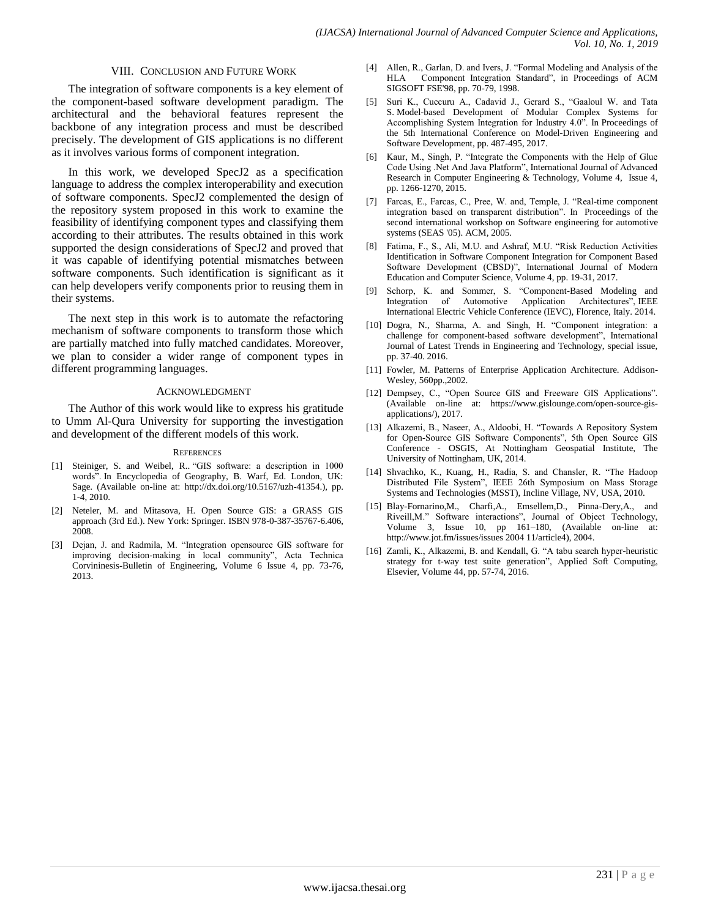## VIII. Conclusion and Future Work

The integration of software components is a key element of the component-based software development paradigm. The architectural and the behavioral features represent the backbone of any integration process and must be described precisely. The development of GIS applications is no different as it involves various forms of component integration.

In this work, we developed SpecJ2 as a specification language to address the complex interoperability and execution of software components. SpecJ2 complemented the design of the repository system proposed in this work to examine the feasibility of identifying component types and classifying them according to their attributes. The results obtained in this work supported the design considerations of SpecJ2 and proved that it was capable of identifying potential mismatches between software components. Such identification is significant as it can help developers verify components prior to reusing them in their systems.

The next step in this work is to automate the refactoring mechanism of software components to transform those which are partially matched into fully matched candidates. Moreover, we plan to consider a wider range of component types in different programming languages.

## Acknowledgment

The Author of this work would like to express his gratitude to Umm Al-Qura University for supporting the investigation and development of the different models of this work.

## References

[1] Steiniger, S. and Weibel, R.. "GIS software: a description in 1000 words". In Encyclopedia of Geography, B. Warf, Ed. London, UK: Sage. (Available on-line at: http://dx.doi.org/10.5167/uzh-41354.), pp. 1-4, 2010.

[2] Neteler, M. and Mitasova, H. Open Source GIS: a GRASS GIS approach (3rd Ed.). New York: Springer. ISBN 978-0-387-35767-6.406, 2008.

[3] Dejan, J. and Radmila, M. "Integration opensource GIS software for improving decision-making in local community", Acta Technica Corvininesis-Bulletin of Engineering, Volume 6 Issue 4, pp. 73-76, 2013.

[4] Allen, R., Garlan, D. and Ivers, J. "Formal Modeling and Analysis of the HLA Component Integration Standard", in Proceedings of ACM SIGSOFT FSE'98, pp. 70-79, 1998.

[5] Suri K., Cuccuru A., Cadavid J., Gerard S., "Gaaloul W. and Tata S. Model-based Development of Modular Complex Systems for Accomplishing System Integration for Industry 4.0". In Proceedings of the 5th International Conference on Model-Driven Engineering and Software Development, pp. 487-495, 2017.

[6] Kaur, M., Singh, P. "Integrate the Components with the Help of Glue Code Using .Net And Java Platform", International Journal of Advanced Research in Computer Engineering & Technology, Volume 4, Issue 4, pp. 1266-1270, 2015.

[7] Farcas, E., Farcas, C., Pree, W. and, Temple, J. "Real-time component integration based on transparent distribution". In Proceedings of the second international workshop on Software engineering for automotive systems (SEAS '05). ACM, 2005.

[8] Fatima, F., S., Ali, M.U. and Ashraf, M.U. "Risk Reduction Activities Identification in Software Component Integration for Component Based Software Development (CBSD)", International Journal of Modern Education and Computer Science, Volume 4, pp. 19-31, 2017.

[9] Schorp, K. and Sommer, S. "Component-Based Modeling and Integration of Automotive Application Architectures", IEEE International Electric Vehicle Conference (IEVC), Florence, Italy. 2014.

[10] Dogra, N., Sharma, A. and Singh, H. "Component integration: a challenge for component-based software development", International Journal of Latest Trends in Engineering and Technology, special issue, pp. 37-40. 2016.

[11] Fowler, M. Patterns of Enterprise Application Architecture. Addison-Wesley, 560pp.,2002.

[12] Dempsey, C., "Open Source GIS and Freeware GIS Applications". (Available on-line at: https://www.gislounge.com/open-source-gis-applications/), 2017.

[13] Alkazemi, B., Naseer, A., Aldoobi, H. "Towards A Repository System for Open-Source GIS Software Components", 5th Open Source GIS Conference - OSGIS, At Nottingham Geospatial Institute, The University of Nottingham, UK, 2014.

[14] Shvachko, K., Kuang, H., Radia, S. and Chansler, R. "The Hadoop Distributed File System", IEEE 26th Symposium on Mass Storage Systems and Technologies (MSST), Incline Village, NV, USA, 2010.

[15] Blay-Fornarino,M., Charfi,A., Emsellem,D., Pinna-Dery,A., and Riveill,M." Software interactions", Journal of Object Technology, Volume 3, Issue 10, pp 161–180, (Available on-line at: http://www.jot.fm/issues/issues 2004 11/article4), 2004.

[16] Zamli, K., Alkazemi, B. and Kendall, G. "A tabu search hyper-heuristic strategy for t-way test suite generation", Applied Soft Computing, Elsevier, Volume 44, pp. 57-74, 2016.